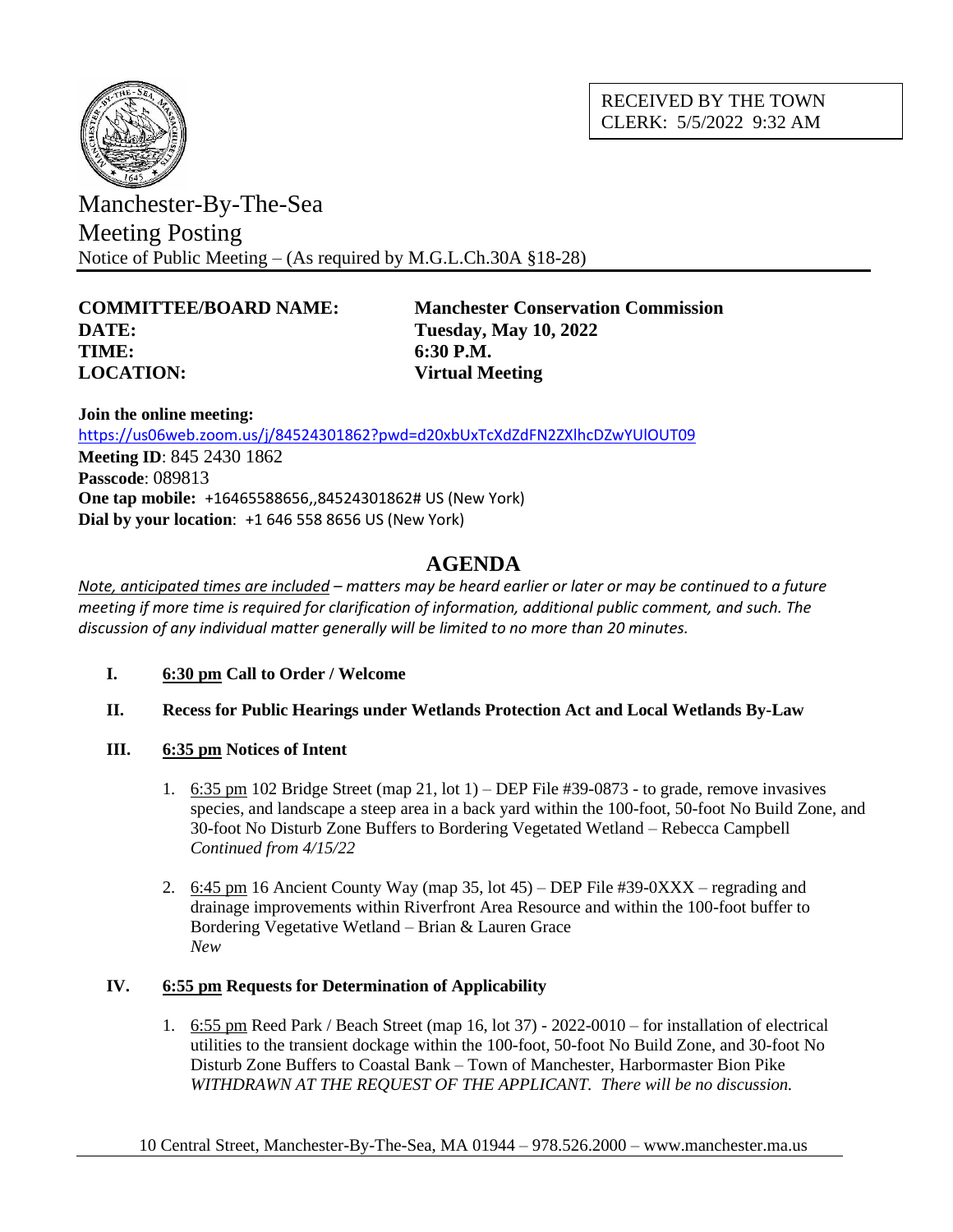RECEIVED BY THE TOWN CLERK: 5/5/2022 9:32 AM

# Manchester-By-The-Sea

## Meeting Posting

Notice of Public Meeting – (As required by M.G.L.Ch.30A §18-28)

**COMMITTEE/BOARD NAME:** **Manchester Conservation Commission**
**DATE:** **Tuesday, May 10, 2022**
**TIME:** **6:30 P.M.**
**LOCATION:** **Virtual Meeting**

**Join the online meeting:**
https://us06web.zoom.us/j/84524301862?pwd=d20xbUxTcXdZdFN2ZXlhcDZwYUlOUT09
**Meeting ID**: 845 2430 1862
**Passcode**: 089813
**One tap mobile:** +16465588656,,84524301862# US (New York)
**Dial by your location**: +1 646 558 8656 US (New York)

## AGENDA

*Note, anticipated times are included – matters may be heard earlier or later or may be continued to a future meeting if more time is required for clarification of information, additional public comment, and such. The discussion of any individual matter generally will be limited to no more than 20 minutes.*

**I. 6:30 pm Call to Order / Welcome**

**II. Recess for Public Hearings under Wetlands Protection Act and Local Wetlands By-Law**

**III. 6:35 pm Notices of Intent**

1. 6:35 pm 102 Bridge Street (map 21, lot 1) – DEP File #39-0873 - to grade, remove invasives species, and landscape a steep area in a back yard within the 100-foot, 50-foot No Build Zone, and 30-foot No Disturb Zone Buffers to Bordering Vegetated Wetland – Rebecca Campbell
   *Continued from 4/15/22*

2. 6:45 pm 16 Ancient County Way (map 35, lot 45) – DEP File #39-0XXX – regrading and drainage improvements within Riverfront Area Resource and within the 100-foot buffer to Bordering Vegetative Wetland – Brian & Lauren Grace
   *New*

**IV. 6:55 pm Requests for Determination of Applicability**

1. 6:55 pm Reed Park / Beach Street (map 16, lot 37) - 2022-0010 – for installation of electrical utilities to the transient dockage within the 100-foot, 50-foot No Build Zone, and 30-foot No Disturb Zone Buffers to Coastal Bank – Town of Manchester, Harbormaster Bion Pike
   *WITHDRAWN AT THE REQUEST OF THE APPLICANT. There will be no discussion.*

10 Central Street, Manchester-By-The-Sea, MA 01944 – 978.526.2000 – www.manchester.ma.us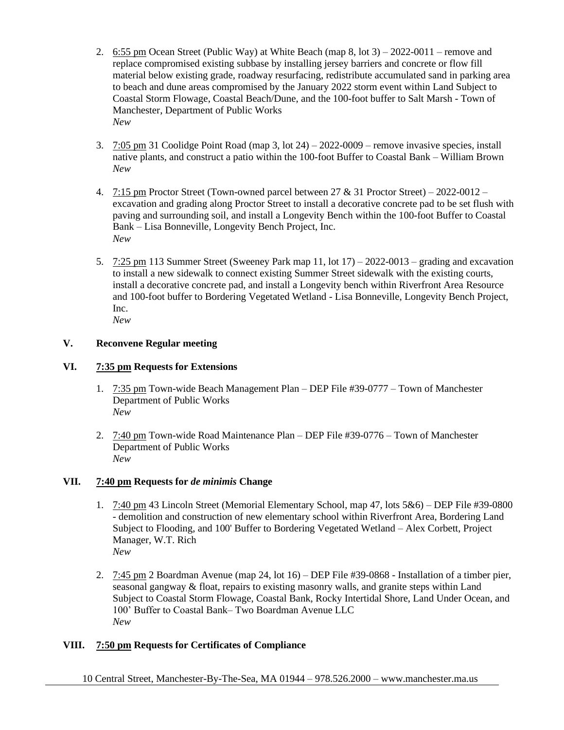2. <u>6:55 pm</u> Ocean Street (Public Way) at White Beach (map 8, lot 3) – 2022-0011 – remove and replace compromised existing subbase by installing jersey barriers and concrete or flow fill material below existing grade, roadway resurfacing, redistribute accumulated sand in parking area to beach and dune areas compromised by the January 2022 storm event within Land Subject to Coastal Storm Flowage, Coastal Beach/Dune, and the 100-foot buffer to Salt Marsh - Town of Manchester, Department of Public Works
   *New*

3. <u>7:05 pm</u> 31 Coolidge Point Road (map 3, lot 24) – 2022-0009 – remove invasive species, install native plants, and construct a patio within the 100-foot Buffer to Coastal Bank – William Brown
   *New*

4. <u>7:15 pm</u> Proctor Street (Town-owned parcel between 27 & 31 Proctor Street) – 2022-0012 – excavation and grading along Proctor Street to install a decorative concrete pad to be set flush with paving and surrounding soil, and install a Longevity Bench within the 100-foot Buffer to Coastal Bank – Lisa Bonneville, Longevity Bench Project, Inc.
   *New*

5. <u>7:25 pm</u> 113 Summer Street (Sweeney Park map 11, lot 17) – 2022-0013 – grading and excavation to install a new sidewalk to connect existing Summer Street sidewalk with the existing courts, install a decorative concrete pad, and install a Longevity bench within Riverfront Area Resource and 100-foot buffer to Bordering Vegetated Wetland - Lisa Bonneville, Longevity Bench Project, Inc.
   *New*

## V. Reconvene Regular meeting

## VI. <u>7:35 pm</u> Requests for Extensions

1. <u>7:35 pm</u> Town-wide Beach Management Plan – DEP File #39-0777 – Town of Manchester Department of Public Works
   *New*

2. <u>7:40 pm</u> Town-wide Road Maintenance Plan – DEP File #39-0776 – Town of Manchester Department of Public Works
   *New*

## VII. <u>7:40 pm</u> Requests for *de minimis* Change

1. <u>7:40 pm</u> 43 Lincoln Street (Memorial Elementary School, map 47, lots 5&6) – DEP File #39-0800 - demolition and construction of new elementary school within Riverfront Area, Bordering Land Subject to Flooding, and 100' Buffer to Bordering Vegetated Wetland – Alex Corbett, Project Manager, W.T. Rich
   *New*

2. <u>7:45 pm</u> 2 Boardman Avenue (map 24, lot 16) – DEP File #39-0868 - Installation of a timber pier, seasonal gangway & float, repairs to existing masonry walls, and granite steps within Land Subject to Coastal Storm Flowage, Coastal Bank, Rocky Intertidal Shore, Land Under Ocean, and 100' Buffer to Coastal Bank– Two Boardman Avenue LLC
   *New*

## VIII. <u>7:50 pm</u> Requests for Certificates of Compliance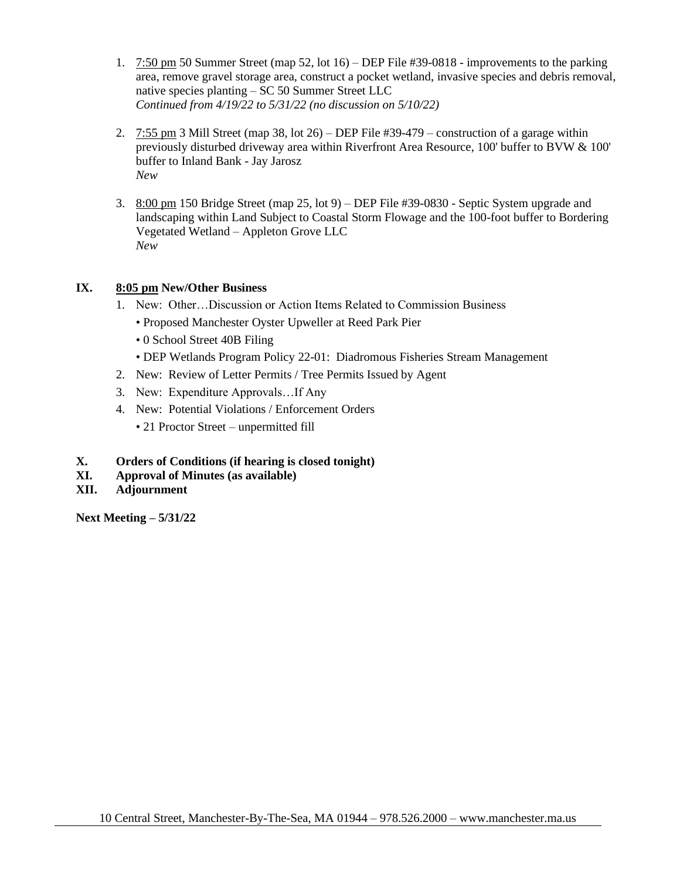1. <u>7:50 pm</u> 50 Summer Street (map 52, lot 16) – DEP File #39-0818 - improvements to the parking area, remove gravel storage area, construct a pocket wetland, invasive species and debris removal, native species planting – SC 50 Summer Street LLC
   *Continued from 4/19/22 to 5/31/22 (no discussion on 5/10/22)*

2. <u>7:55 pm</u> 3 Mill Street (map 38, lot 26) – DEP File #39-479 – construction of a garage within previously disturbed driveway area within Riverfront Area Resource, 100' buffer to BVW & 100' buffer to Inland Bank - Jay Jarosz
   *New*

3. <u>8:00 pm</u> 150 Bridge Street (map 25, lot 9) – DEP File #39-0830 - Septic System upgrade and landscaping within Land Subject to Coastal Storm Flowage and the 100-foot buffer to Bordering Vegetated Wetland – Appleton Grove LLC
   *New*

**IX. <u>8:05 pm</u> New/Other Business**

1. New: Other…Discussion or Action Items Related to Commission Business
   - Proposed Manchester Oyster Upweller at Reed Park Pier
   - 0 School Street 40B Filing
   - DEP Wetlands Program Policy 22-01: Diadromous Fisheries Stream Management
2. New: Review of Letter Permits / Tree Permits Issued by Agent
3. New: Expenditure Approvals…If Any
4. New: Potential Violations / Enforcement Orders
   - 21 Proctor Street – unpermitted fill

**X. Orders of Conditions (if hearing is closed tonight)**

**XI. Approval of Minutes (as available)**

**XII. Adjournment**

**Next Meeting – 5/31/22**